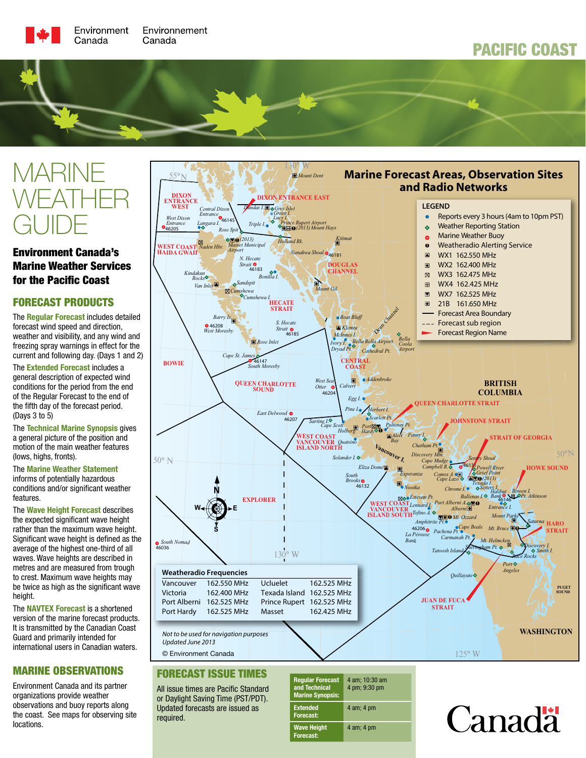Environment Canada | Environnement Canada

# PACIFIC COAST

# MARINE WEATHER GUIDE

## Environment Canada's Marine Weather Services for the Pacific Coast

## FORECAST PRODUCTS

The **Regular Forecast** includes detailed forecast wind speed and direction, weather and visibility, and any wind and freezing spray warnings in effect for the current and following day. (Days 1 and 2)

The **Extended Forecast** includes a general description of expected wind conditions for the period from the end of the Regular Forecast to the end of the fifth day of the forecast period. (Days 3 to 5)

The **Technical Marine Synopsis** gives a general picture of the position and motion of the main weather features (lows, highs, fronts).

The **Marine Weather Statement** informs of potentially hazardous conditions and/or significant weather features.

The **Wave Height Forecast** describes the expected significant wave height rather than the maximum wave height. Significant wave height is defined as the average of the highest one-third of all waves. Wave heights are described in metres and are measured from trough to crest. Maximum wave heights may be twice as high as the significant wave height.

The **NAVTEX Forecast** is a shortened version of the marine forecast products. It is transmitted by the Canadian Coast Guard and primarily intended for international users in Canadian waters.

## MARINE OBSERVATIONS

Environment Canada and its partner organizations provide weather observations and buoy reports along the coast. See maps for observing site locations.

## Marine Forecast Areas, Observation Sites and Radio Networks

**LEGEND**

- Reports every 3 hours (4am to 10pm PST)
- Weather Reporting Station
- Marine Weather Buoy
- Weatheradio Alerting Service
- WX1 162.550 MHz
- WX2 162.400 MHz
- WX3 162.475 MHz
- WX4 162.425 MHz
- WX7 162.525 MHz
- 21B 161.650 MHz
- Forecast Area Boundary
- Forecast sub region
- Forecast Region Name

Forecast regions: DIXON ENTRANCE WEST, DIXON ENTRANCE EAST, WEST COAST HAIDA GWAII, DOUGLAS CHANNEL, HECATE STRAIT, BOWIE, QUEEN CHARLOTTE SOUND, CENTRAL COAST, QUEEN CHARLOTTE STRAIT, JOHNSTONE STRAIT, STRAIT OF GEORGIA, HOWE SOUND, WEST COAST VANCOUVER ISLAND NORTH, WEST COAST VANCOUVER ISLAND SOUTH, EXPLORER, HARO STRAIT, JUAN DE FUCA STRAIT

**Weatheradio Frequencies**

| | | | |
|---|---|---|---|
| Vancouver | 162.550 MHz | Ucluelet | 162.525 MHz |
| Victoria | 162.400 MHz | Texada Island | 162.525 MHz |
| Port Alberni | 162.525 MHz | Prince Rupert | 162.525 MHz |
| Port Hardy | 162.525 MHz | Masset | 162.425 MHz |

*Not to be used for navigation purposes*
*Updated June 2013*

© Environment Canada

## FORECAST ISSUE TIMES

All issue times are Pacific Standard or Daylight Saving Time (PST/PDT). Updated forecasts are issued as required.

| Product | Issue times |
|---|---|
| **Regular Forecast and Technical Marine Synopsis:** | 4 am; 10:30 am 4 pm; 9:30 pm |
| **Extended Forecast:** | 4 am; 4 pm |
| **Wave Height Forecast:** | 4 am; 4 pm |

Canada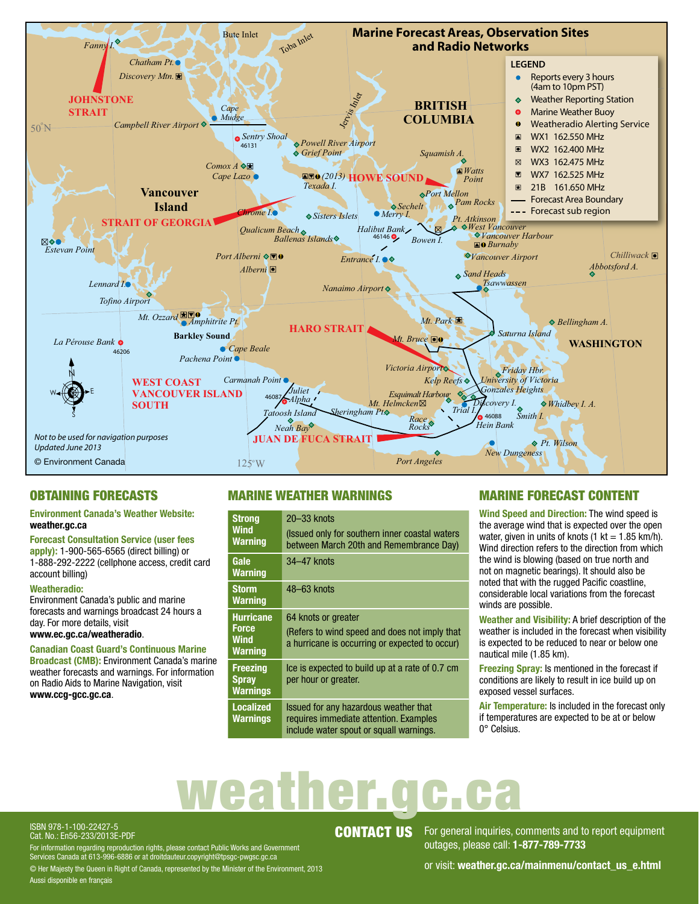## Marine Forecast Areas, Observation Sites and Radio Networks

LEGEND
- Reports every 3 hours (4am to 10pm PST)
- Weather Reporting Station
- Marine Weather Buoy
- Weatheradio Alerting Service
- WX1 162.550 MHz
- WX2 162.400 MHz
- WX3 162.475 MHz
- WX7 162.525 MHz
- 21B 161.650 MHz
- Forecast Area Boundary
- Forecast sub region

Fanny I.
Chatham Pt.
Discovery Mtn.
Bute Inlet
Toba Inlet
JOHNSTONE STRAIT
Cape Mudge
Campbell River Airport
50°N
BRITISH COLUMBIA
Jervis Inlet
Sentry Shoal
46131
Powell River Airport
Grief Point
Squamish A.
Comox A
Cape Lazo
(2013) HOWE SOUND
Watts Point
Texada I.
Vancouver Island
Port Mellon
Pam Rocks
Sechelt
STRAIT OF GEORGIA
Chrome I.
Sisters Islets
Merry I.
Pt. Atkinson
West Vancouver
Qualicum Beach
Ballenas Islands
Halibut Bank
46146
Bowen I.
Vancouver Harbour
Burnaby
Estevan Point
Port Alberni
Alberni
Entrance I.
Vancouver Airport
Chilliwack
Abbotsford A.
Sand Heads
Tsawwassen
Lennard I.
Tofino Airport
Nanaimo Airport
Mt. Ozzard
Amphitrite Pt.
Mt. Park
Bellingham A.
HARO STRAIT
Barkley Sound
La Pérouse Bank
46206
Saturna Island
WASHINGTON
Mt. Bruce
Cape Beale
Pachena Point
Victoria Airport
Friday Hbr.
Kelp Reefs
University of Victoria
WEST COAST VANCOUVER ISLAND SOUTH
Carmanah Point
Gonzales Heights
Juliet
46087
Alpha
Esquimalt Harbour
Mt. Helmcken
Discovery I.
Whidbey I. A.
Tatoosh Island
Sheringham Pt.
Trial I.
46088
Smith I.
Race Rocks
Hein Bank
Neah Bay
JUAN DE FUCA STRAIT
Pt. Wilson
New Dungeness
Port Angeles
125°W

*Not to be used for navigation purposes*
*Updated June 2013*

© Environment Canada

## OBTAINING FORECASTS

**Environment Canada's Weather Website:**
**weather.gc.ca**

**Forecast Consultation Service (user fees apply):** 1-900-565-6565 (direct billing) or 1-888-292-2222 (cellphone access, credit card account billing)

**Weatheradio:**
Environment Canada's public and marine forecasts and warnings broadcast 24 hours a day. For more details, visit **www.ec.gc.ca/weatheradio**.

**Canadian Coast Guard's Continuous Marine Broadcast (CMB):** Environment Canada's marine weather forecasts and warnings. For information on Radio Aids to Marine Navigation, visit **www.ccg-gcc.gc.ca**.

## MARINE WEATHER WARNINGS

| | |
|---|---|
| **Strong Wind Warning** | 20–33 knots (Issued only for southern inner coastal waters between March 20th and Remembrance Day) |
| **Gale Warning** | 34–47 knots |
| **Storm Warning** | 48–63 knots |
| **Hurricane Force Wind Warning** | 64 knots or greater (Refers to wind speed and does not imply that a hurricane is occurring or expected to occur) |
| **Freezing Spray Warnings** | Ice is expected to build up at a rate of 0.7 cm per hour or greater. |
| **Localized Warnings** | Issued for any hazardous weather that requires immediate attention. Examples include water spout or squall warnings. |

## MARINE FORECAST CONTENT

**Wind Speed and Direction:** The wind speed is the average wind that is expected over the open water, given in units of knots (1 kt = 1.85 km/h). Wind direction refers to the direction from which the wind is blowing (based on true north and not on magnetic bearings). It should also be noted that with the rugged Pacific coastline, considerable local variations from the forecast winds are possible.

**Weather and Visibility:** A brief description of the weather is included in the forecast when visibility is expected to be reduced to near or below one nautical mile (1.85 km).

**Freezing Spray:** Is mentioned in the forecast if conditions are likely to result in ice build up on exposed vessel surfaces.

**Air Temperature:** Is included in the forecast only if temperatures are expected to be at or below 0° Celsius.

# weather.gc.ca

ISBN 978-1-100-22427-5
Cat. No.: En56-233/2013E-PDF

For information regarding reproduction rights, please contact Public Works and Government Services Canada at 613-996-6886 or at droitdauteur.copyright@tpsgc-pwgsc.gc.ca

© Her Majesty the Queen in Right of Canada, represented by the Minister of the Environment, 2013

Aussi disponible en français

**CONTACT US** For general inquiries, comments and to report equipment outages, please call: **1-877-789-7733**

or visit: **weather.gc.ca/mainmenu/contact_us_e.html**